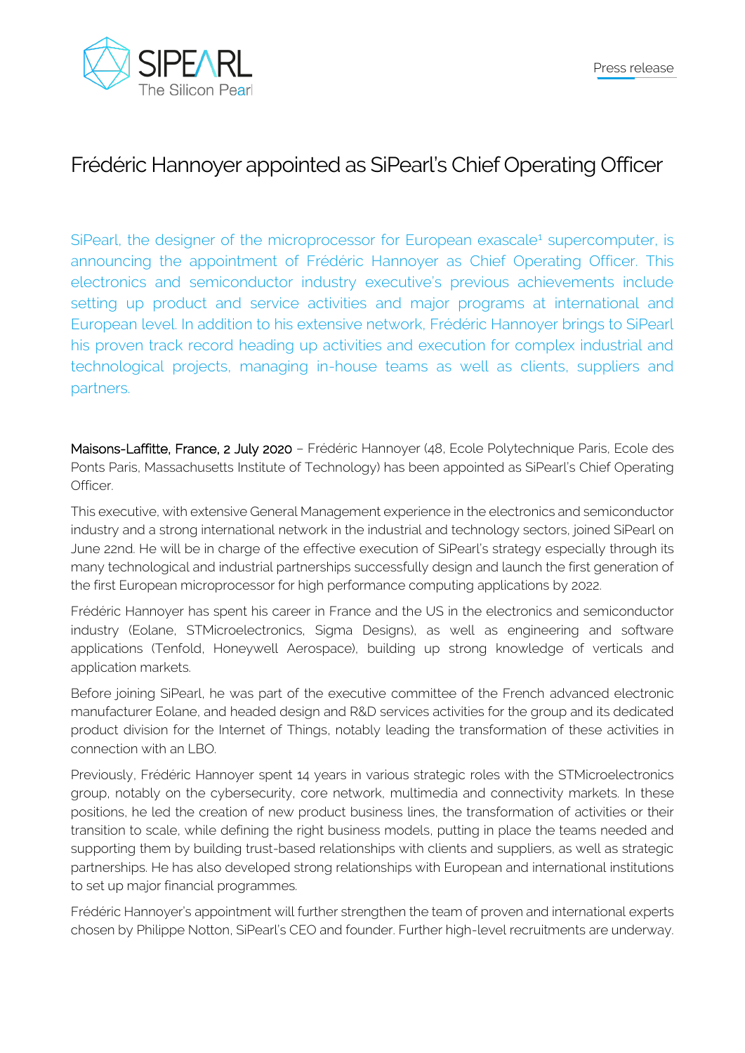Press release

# Frédéric Hannoyer appointed as SiPearl's Chief Operating Officer

SiPearl, the designer of the microprocessor for European exascale[1] supercomputer, is announcing the appointment of Frédéric Hannoyer as Chief Operating Officer. This electronics and semiconductor industry executive's previous achievements include setting up product and service activities and major programs at international and European level. In addition to his extensive network, Frédéric Hannoyer brings to SiPearl his proven track record heading up activities and execution for complex industrial and technological projects, managing in-house teams as well as clients, suppliers and partners.

**Maisons-Laffitte, France, 2 July 2020** – Frédéric Hannoyer (48, Ecole Polytechnique Paris, Ecole des Ponts Paris, Massachusetts Institute of Technology) has been appointed as SiPearl's Chief Operating Officer.

This executive, with extensive General Management experience in the electronics and semiconductor industry and a strong international network in the industrial and technology sectors, joined SiPearl on June 22nd. He will be in charge of the effective execution of SiPearl's strategy especially through its many technological and industrial partnerships successfully design and launch the first generation of the first European microprocessor for high performance computing applications by 2022.

Frédéric Hannoyer has spent his career in France and the US in the electronics and semiconductor industry (Eolane, STMicroelectronics, Sigma Designs), as well as engineering and software applications (Tenfold, Honeywell Aerospace), building up strong knowledge of verticals and application markets.

Before joining SiPearl, he was part of the executive committee of the French advanced electronic manufacturer Eolane, and headed design and R&D services activities for the group and its dedicated product division for the Internet of Things, notably leading the transformation of these activities in connection with an LBO.

Previously, Frédéric Hannoyer spent 14 years in various strategic roles with the STMicroelectronics group, notably on the cybersecurity, core network, multimedia and connectivity markets. In these positions, he led the creation of new product business lines, the transformation of activities or their transition to scale, while defining the right business models, putting in place the teams needed and supporting them by building trust-based relationships with clients and suppliers, as well as strategic partnerships. He has also developed strong relationships with European and international institutions to set up major financial programmes.

Frédéric Hannoyer's appointment will further strengthen the team of proven and international experts chosen by Philippe Notton, SiPearl's CEO and founder. Further high-level recruitments are underway.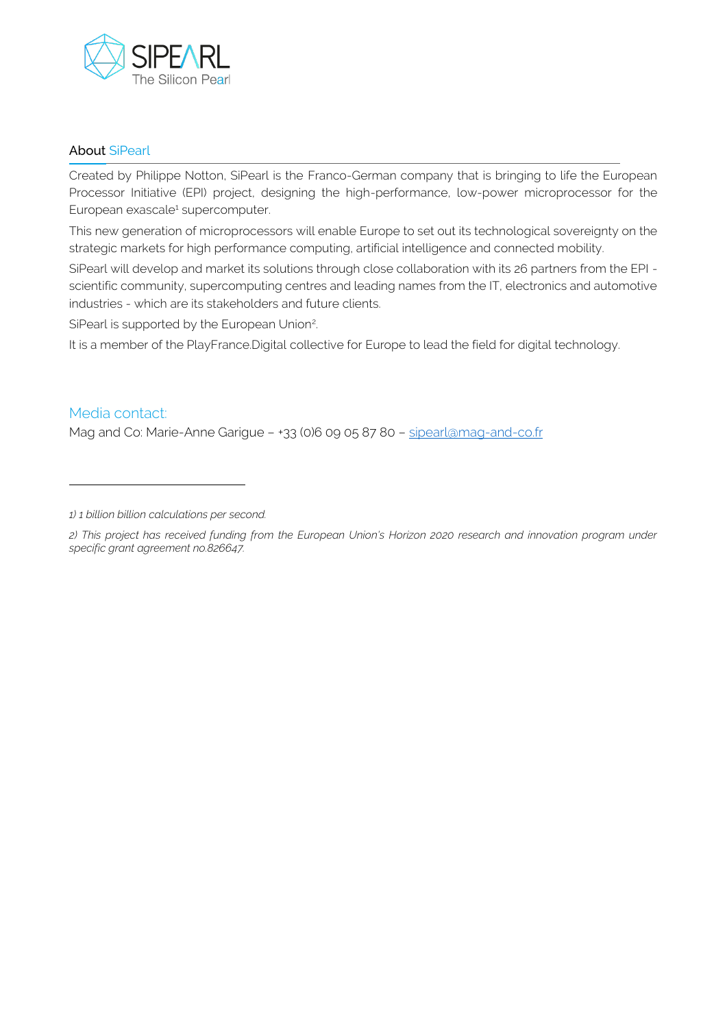## About SiPearl

Created by Philippe Notton, SiPearl is the Franco-German company that is bringing to life the European Processor Initiative (EPI) project, designing the high-performance, low-power microprocessor for the European exascale[1] supercomputer.

This new generation of microprocessors will enable Europe to set out its technological sovereignty on the strategic markets for high performance computing, artificial intelligence and connected mobility.

SiPearl will develop and market its solutions through close collaboration with its 26 partners from the EPI - scientific community, supercomputing centres and leading names from the IT, electronics and automotive industries - which are its stakeholders and future clients.

SiPearl is supported by the European Union[2].

It is a member of the PlayFrance.Digital collective for Europe to lead the field for digital technology.

### Media contact:

Mag and Co: Marie-Anne Garigue – +33 (0)6 09 05 87 80 – sipearl@mag-and-co.fr

---

*1) 1 billion billion calculations per second.*

*2) This project has received funding from the European Union's Horizon 2020 research and innovation program under specific grant agreement no.826647.*